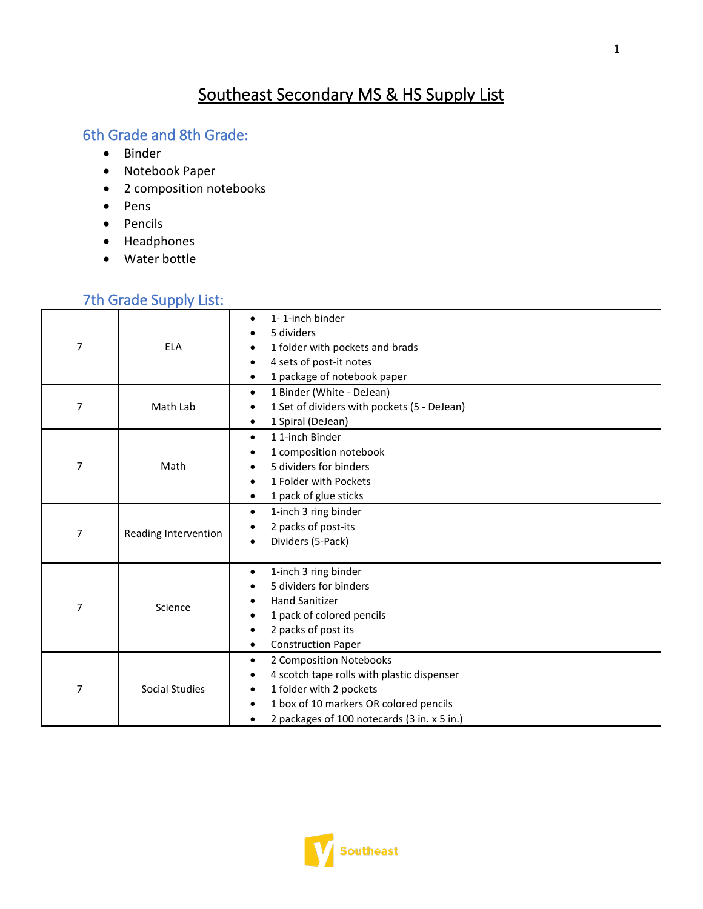# Southeast Secondary MS & HS Supply List

## 6th Grade and 8th Grade:

- Binder
- Notebook Paper
- 2 composition notebooks
- Pens
- Pencils
- Headphones
- Water bottle

## 7th Grade Supply List:

| Grade | Subject | Supplies |
|---|---|---|
| 7 | ELA | • 1- 1-inch binder<br>• 5 dividers<br>• 1 folder with pockets and brads<br>• 4 sets of post-it notes<br>• 1 package of notebook paper |
| 7 | Math Lab | • 1 Binder (White - DeJean)<br>• 1 Set of dividers with pockets (5 - DeJean)<br>• 1 Spiral (DeJean) |
| 7 | Math | • 1 1-inch Binder<br>• 1 composition notebook<br>• 5 dividers for binders<br>• 1 Folder with Pockets<br>• 1 pack of glue sticks |
| 7 | Reading Intervention | • 1-inch 3 ring binder<br>• 2 packs of post-its<br>• Dividers (5-Pack) |
| 7 | Science | • 1-inch 3 ring binder<br>• 5 dividers for binders<br>• Hand Sanitizer<br>• 1 pack of colored pencils<br>• 2 packs of post its<br>• Construction Paper |
| 7 | Social Studies | • 2 Composition Notebooks<br>• 4 scotch tape rolls with plastic dispenser<br>• 1 folder with 2 pockets<br>• 1 box of 10 markers OR colored pencils<br>• 2 packages of 100 notecards (3 in. x 5 in.) |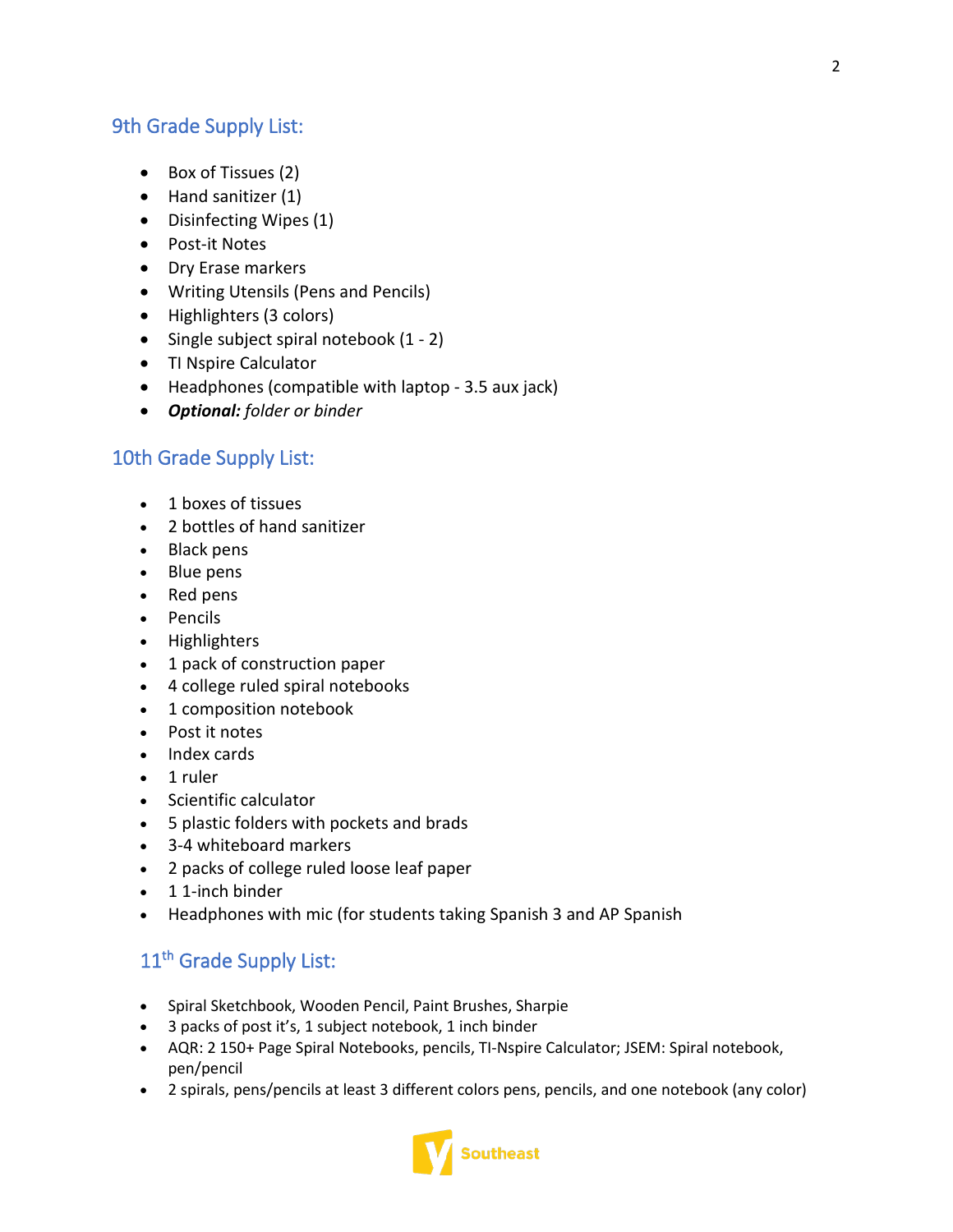## 9th Grade Supply List:

- Box of Tissues (2)
- Hand sanitizer (1)
- Disinfecting Wipes (1)
- Post-it Notes
- Dry Erase markers
- Writing Utensils (Pens and Pencils)
- Highlighters (3 colors)
- Single subject spiral notebook (1 - 2)
- TI Nspire Calculator
- Headphones (compatible with laptop - 3.5 aux jack)
- ***Optional:*** *folder or binder*

## 10th Grade Supply List:

- 1 boxes of tissues
- 2 bottles of hand sanitizer
- Black pens
- Blue pens
- Red pens
- Pencils
- Highlighters
- 1 pack of construction paper
- 4 college ruled spiral notebooks
- 1 composition notebook
- Post it notes
- Index cards
- 1 ruler
- Scientific calculator
- 5 plastic folders with pockets and brads
- 3-4 whiteboard markers
- 2 packs of college ruled loose leaf paper
- 1 1-inch binder
- Headphones with mic (for students taking Spanish 3 and AP Spanish

## 11th Grade Supply List:

- Spiral Sketchbook, Wooden Pencil, Paint Brushes, Sharpie
- 3 packs of post it's, 1 subject notebook, 1 inch binder
- AQR: 2 150+ Page Spiral Notebooks, pencils, TI-Nspire Calculator; JSEM: Spiral notebook, pen/pencil
- 2 spirals, pens/pencils at least 3 different colors pens, pencils, and one notebook (any color)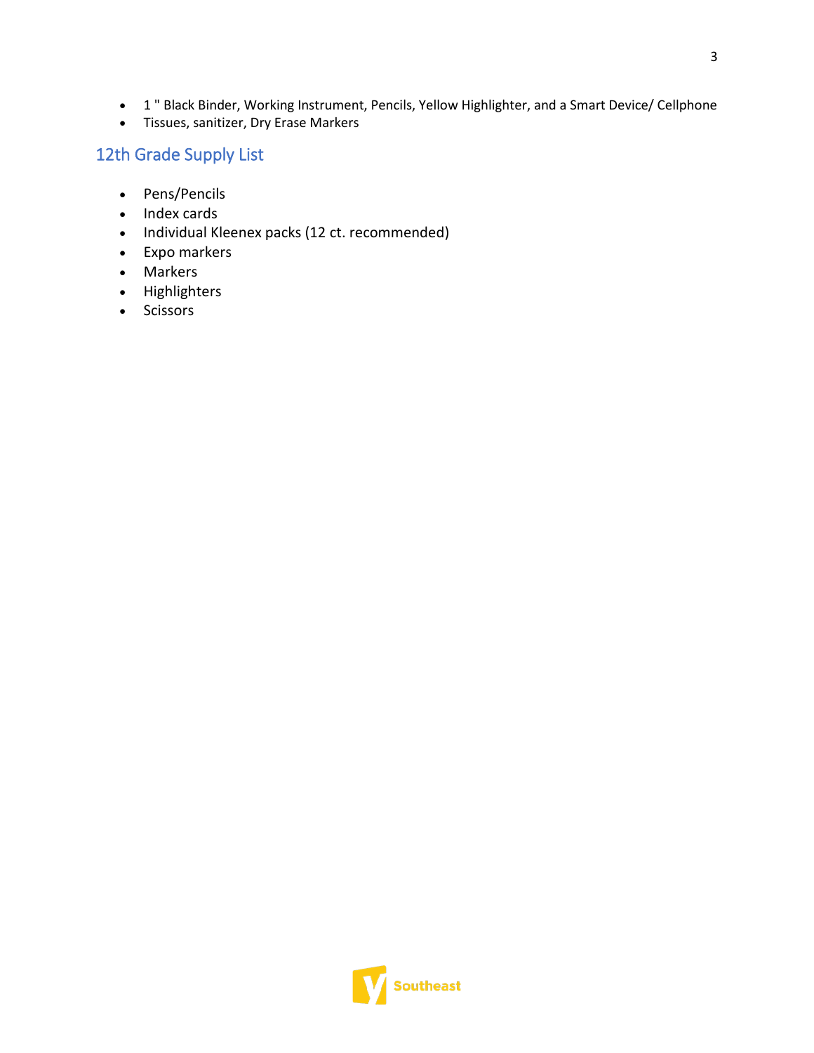- 1 " Black Binder, Working Instrument, Pencils, Yellow Highlighter, and a Smart Device/ Cellphone
- Tissues, sanitizer, Dry Erase Markers

## 12th Grade Supply List

- Pens/Pencils
- Index cards
- Individual Kleenex packs (12 ct. recommended)
- Expo markers
- Markers
- Highlighters
- Scissors